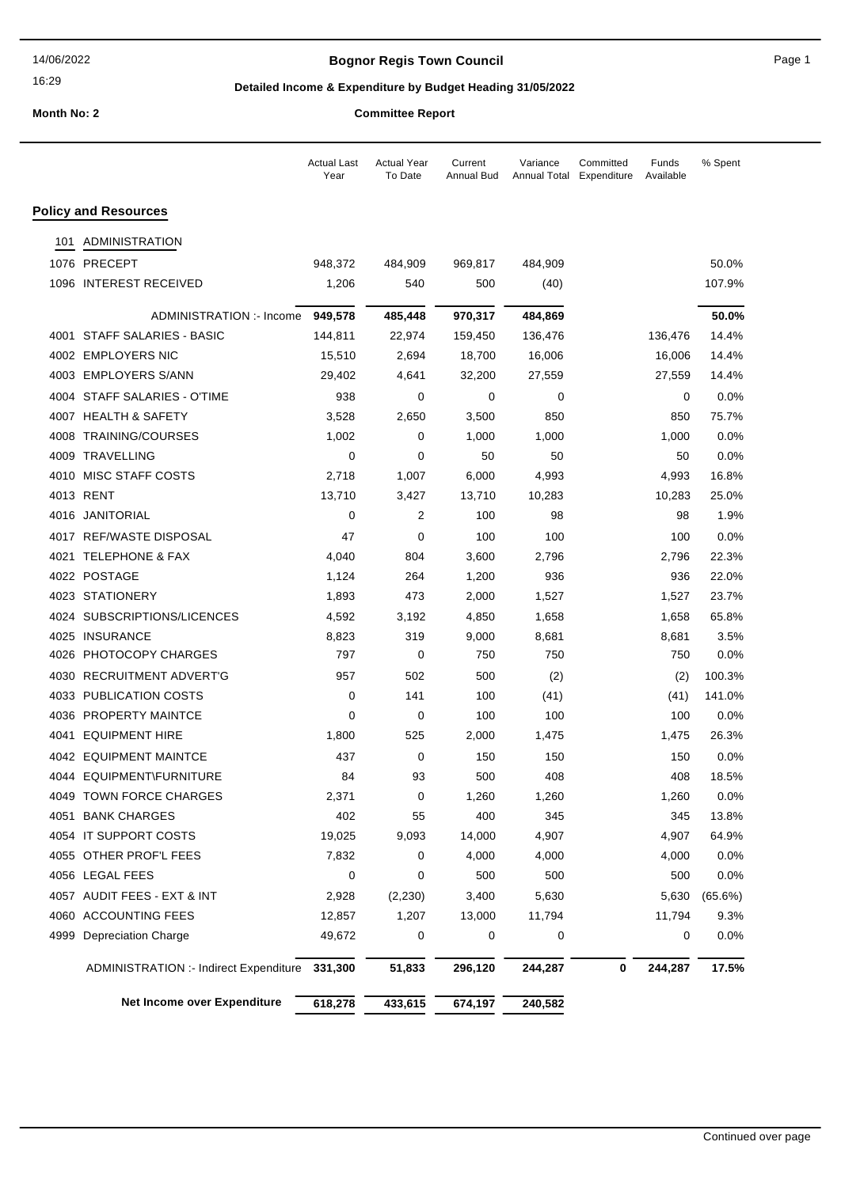# Bognor Regis Town Council

## Detailed Income & Expenditure by Budget Heading 31/05/2022

14/06/2022 16:29

**Month No: 2** — **Committee Report**

| | | Actual Last Year | Actual Year To Date | Current Annual Bud | Variance Annual Total | Committed Expenditure | Funds Available | % Spent |
|---|---|---|---|---|---|---|---|---|
| **Policy and Resources** | | | | | | | | |
| 101 | ADMINISTRATION | | | | | | | |
| 1076 | PRECEPT | 948,372 | 484,909 | 969,817 | 484,909 | | | 50.0% |
| 1096 | INTEREST RECEIVED | 1,206 | 540 | 500 | (40) | | | 107.9% |
| | ADMINISTRATION :- Income | **949,578** | **485,448** | **970,317** | **484,869** | | | **50.0%** |
| 4001 | STAFF SALARIES - BASIC | 144,811 | 22,974 | 159,450 | 136,476 | | 136,476 | 14.4% |
| 4002 | EMPLOYERS NIC | 15,510 | 2,694 | 18,700 | 16,006 | | 16,006 | 14.4% |
| 4003 | EMPLOYERS S/ANN | 29,402 | 4,641 | 32,200 | 27,559 | | 27,559 | 14.4% |
| 4004 | STAFF SALARIES - O'TIME | 938 | 0 | 0 | 0 | | 0 | 0.0% |
| 4007 | HEALTH & SAFETY | 3,528 | 2,650 | 3,500 | 850 | | 850 | 75.7% |
| 4008 | TRAINING/COURSES | 1,002 | 0 | 1,000 | 1,000 | | 1,000 | 0.0% |
| 4009 | TRAVELLING | 0 | 0 | 50 | 50 | | 50 | 0.0% |
| 4010 | MISC STAFF COSTS | 2,718 | 1,007 | 6,000 | 4,993 | | 4,993 | 16.8% |
| 4013 | RENT | 13,710 | 3,427 | 13,710 | 10,283 | | 10,283 | 25.0% |
| 4016 | JANITORIAL | 0 | 2 | 100 | 98 | | 98 | 1.9% |
| 4017 | REF/WASTE DISPOSAL | 47 | 0 | 100 | 100 | | 100 | 0.0% |
| 4021 | TELEPHONE & FAX | 4,040 | 804 | 3,600 | 2,796 | | 2,796 | 22.3% |
| 4022 | POSTAGE | 1,124 | 264 | 1,200 | 936 | | 936 | 22.0% |
| 4023 | STATIONERY | 1,893 | 473 | 2,000 | 1,527 | | 1,527 | 23.7% |
| 4024 | SUBSCRIPTIONS/LICENCES | 4,592 | 3,192 | 4,850 | 1,658 | | 1,658 | 65.8% |
| 4025 | INSURANCE | 8,823 | 319 | 9,000 | 8,681 | | 8,681 | 3.5% |
| 4026 | PHOTOCOPY CHARGES | 797 | 0 | 750 | 750 | | 750 | 0.0% |
| 4030 | RECRUITMENT ADVERT'G | 957 | 502 | 500 | (2) | | (2) | 100.3% |
| 4033 | PUBLICATION COSTS | 0 | 141 | 100 | (41) | | (41) | 141.0% |
| 4036 | PROPERTY MAINTCE | 0 | 0 | 100 | 100 | | 100 | 0.0% |
| 4041 | EQUIPMENT HIRE | 1,800 | 525 | 2,000 | 1,475 | | 1,475 | 26.3% |
| 4042 | EQUIPMENT MAINTCE | 437 | 0 | 150 | 150 | | 150 | 0.0% |
| 4044 | EQUIPMENT\FURNITURE | 84 | 93 | 500 | 408 | | 408 | 18.5% |
| 4049 | TOWN FORCE CHARGES | 2,371 | 0 | 1,260 | 1,260 | | 1,260 | 0.0% |
| 4051 | BANK CHARGES | 402 | 55 | 400 | 345 | | 345 | 13.8% |
| 4054 | IT SUPPORT COSTS | 19,025 | 9,093 | 14,000 | 4,907 | | 4,907 | 64.9% |
| 4055 | OTHER PROF'L FEES | 7,832 | 0 | 4,000 | 4,000 | | 4,000 | 0.0% |
| 4056 | LEGAL FEES | 0 | 0 | 500 | 500 | | 500 | 0.0% |
| 4057 | AUDIT FEES - EXT & INT | 2,928 | (2,230) | 3,400 | 5,630 | | 5,630 | (65.6%) |
| 4060 | ACCOUNTING FEES | 12,857 | 1,207 | 13,000 | 11,794 | | 11,794 | 9.3% |
| 4999 | Depreciation Charge | 49,672 | 0 | 0 | 0 | | 0 | 0.0% |
| | ADMINISTRATION :- Indirect Expenditure | **331,300** | **51,833** | **296,120** | **244,287** | **0** | **244,287** | **17.5%** |
| | **Net Income over Expenditure** | **618,278** | **433,615** | **674,197** | **240,582** | | | |

Continued over page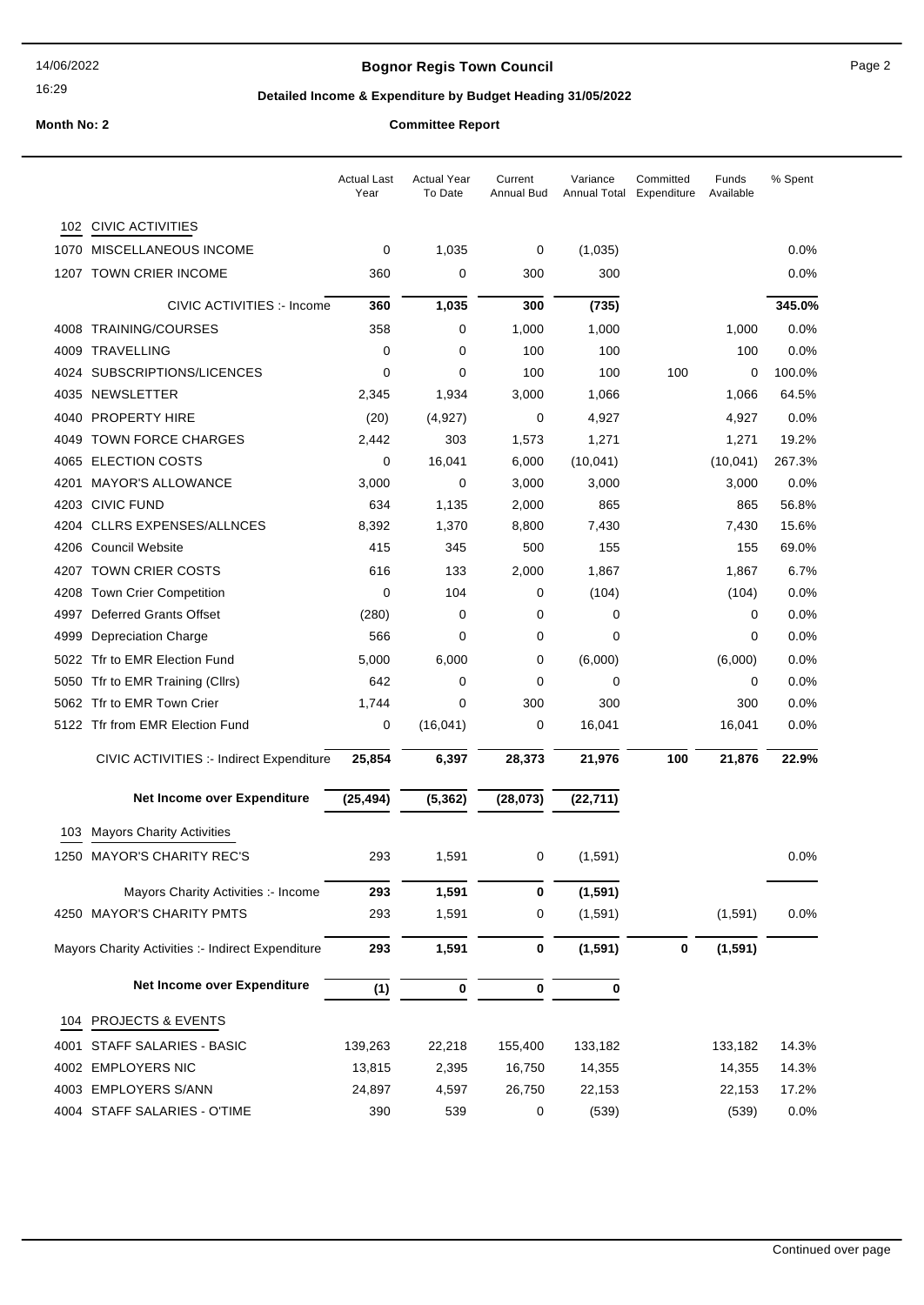**Bognor Regis Town Council**

**Detailed Income & Expenditure by Budget Heading 31/05/2022**

**Month No: 2** **Committee Report**

| | | Actual Last Year | Actual Year To Date | Current Annual Bud | Variance Annual Total | Committed Expenditure | Funds Available | % Spent |
|---|---|---|---|---|---|---|---|---|
| **102** | **CIVIC ACTIVITIES** | | | | | | | |
| 1070 | MISCELLANEOUS INCOME | 0 | 1,035 | 0 | (1,035) | | | 0.0% |
| 1207 | TOWN CRIER INCOME | 360 | 0 | 300 | 300 | | | 0.0% |
| | CIVIC ACTIVITIES :- Income | **360** | **1,035** | **300** | **(735)** | | | **345.0%** |
| 4008 | TRAINING/COURSES | 358 | 0 | 1,000 | 1,000 | | 1,000 | 0.0% |
| 4009 | TRAVELLING | 0 | 0 | 100 | 100 | | 100 | 0.0% |
| 4024 | SUBSCRIPTIONS/LICENCES | 0 | 0 | 100 | 100 | 100 | 0 | 100.0% |
| 4035 | NEWSLETTER | 2,345 | 1,934 | 3,000 | 1,066 | | 1,066 | 64.5% |
| 4040 | PROPERTY HIRE | (20) | (4,927) | 0 | 4,927 | | 4,927 | 0.0% |
| 4049 | TOWN FORCE CHARGES | 2,442 | 303 | 1,573 | 1,271 | | 1,271 | 19.2% |
| 4065 | ELECTION COSTS | 0 | 16,041 | 6,000 | (10,041) | | (10,041) | 267.3% |
| 4201 | MAYOR'S ALLOWANCE | 3,000 | 0 | 3,000 | 3,000 | | 3,000 | 0.0% |
| 4203 | CIVIC FUND | 634 | 1,135 | 2,000 | 865 | | 865 | 56.8% |
| 4204 | CLLRS EXPENSES/ALLNCES | 8,392 | 1,370 | 8,800 | 7,430 | | 7,430 | 15.6% |
| 4206 | Council Website | 415 | 345 | 500 | 155 | | 155 | 69.0% |
| 4207 | TOWN CRIER COSTS | 616 | 133 | 2,000 | 1,867 | | 1,867 | 6.7% |
| 4208 | Town Crier Competition | 0 | 104 | 0 | (104) | | (104) | 0.0% |
| 4997 | Deferred Grants Offset | (280) | 0 | 0 | 0 | | 0 | 0.0% |
| 4999 | Depreciation Charge | 566 | 0 | 0 | 0 | | 0 | 0.0% |
| 5022 | Tfr to EMR Election Fund | 5,000 | 6,000 | 0 | (6,000) | | (6,000) | 0.0% |
| 5050 | Tfr to EMR Training (Cllrs) | 642 | 0 | 0 | 0 | | 0 | 0.0% |
| 5062 | Tfr to EMR Town Crier | 1,744 | 0 | 300 | 300 | | 300 | 0.0% |
| 5122 | Tfr from EMR Election Fund | 0 | (16,041) | 0 | 16,041 | | 16,041 | 0.0% |
| | CIVIC ACTIVITIES :- Indirect Expenditure | **25,854** | **6,397** | **28,373** | **21,976** | **100** | **21,876** | **22.9%** |
| | **Net Income over Expenditure** | **(25,494)** | **(5,362)** | **(28,073)** | **(22,711)** | | | |
| **103** | **Mayors Charity Activities** | | | | | | | |
| 1250 | MAYOR'S CHARITY REC'S | 293 | 1,591 | 0 | (1,591) | | | 0.0% |
| | Mayors Charity Activities :- Income | **293** | **1,591** | **0** | **(1,591)** | | | |
| 4250 | MAYOR'S CHARITY PMTS | 293 | 1,591 | 0 | (1,591) | | (1,591) | 0.0% |
| | Mayors Charity Activities :- Indirect Expenditure | **293** | **1,591** | **0** | **(1,591)** | **0** | **(1,591)** | |
| | **Net Income over Expenditure** | **(1)** | **0** | **0** | **0** | | | |
| **104** | **PROJECTS & EVENTS** | | | | | | | |
| 4001 | STAFF SALARIES - BASIC | 139,263 | 22,218 | 155,400 | 133,182 | | 133,182 | 14.3% |
| 4002 | EMPLOYERS NIC | 13,815 | 2,395 | 16,750 | 14,355 | | 14,355 | 14.3% |
| 4003 | EMPLOYERS S/ANN | 24,897 | 4,597 | 26,750 | 22,153 | | 22,153 | 17.2% |
| 4004 | STAFF SALARIES - O'TIME | 390 | 539 | 0 | (539) | | (539) | 0.0% |

Continued over page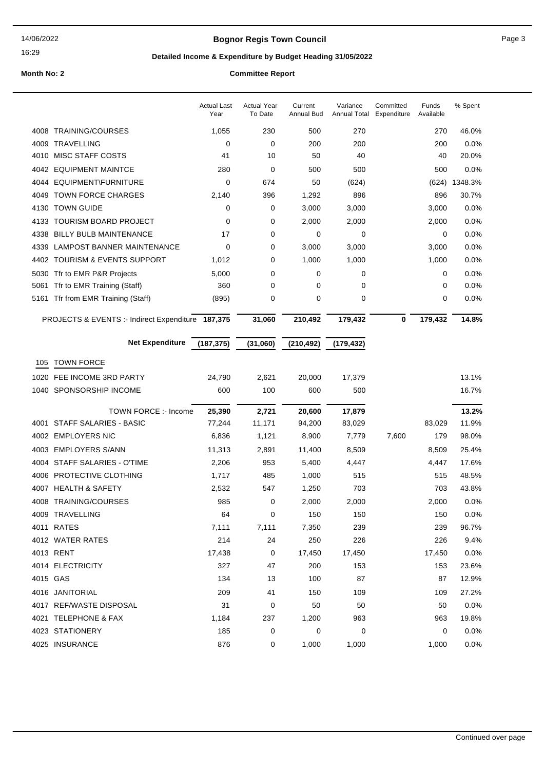# Bognor Regis Town Council

## Detailed Income & Expenditure by Budget Heading 31/05/2022

**Month No: 2** **Committee Report**

| | Actual Last Year | Actual Year To Date | Current Annual Bud | Variance Annual Total | Committed Expenditure | Funds Available | % Spent |
|---|---|---|---|---|---|---|---|
| 4008 TRAINING/COURSES | 1,055 | 230 | 500 | 270 | | 270 | 46.0% |
| 4009 TRAVELLING | 0 | 0 | 200 | 200 | | 200 | 0.0% |
| 4010 MISC STAFF COSTS | 41 | 10 | 50 | 40 | | 40 | 20.0% |
| 4042 EQUIPMENT MAINTCE | 280 | 0 | 500 | 500 | | 500 | 0.0% |
| 4044 EQUIPMENT\FURNITURE | 0 | 674 | 50 | (624) | | (624) | 1348.3% |
| 4049 TOWN FORCE CHARGES | 2,140 | 396 | 1,292 | 896 | | 896 | 30.7% |
| 4130 TOWN GUIDE | 0 | 0 | 3,000 | 3,000 | | 3,000 | 0.0% |
| 4133 TOURISM BOARD PROJECT | 0 | 0 | 2,000 | 2,000 | | 2,000 | 0.0% |
| 4338 BILLY BULB MAINTENANCE | 17 | 0 | 0 | 0 | | 0 | 0.0% |
| 4339 LAMPOST BANNER MAINTENANCE | 0 | 0 | 3,000 | 3,000 | | 3,000 | 0.0% |
| 4402 TOURISM & EVENTS SUPPORT | 1,012 | 0 | 1,000 | 1,000 | | 1,000 | 0.0% |
| 5030 Tfr to EMR P&R Projects | 5,000 | 0 | 0 | 0 | | 0 | 0.0% |
| 5061 Tfr to EMR Training (Staff) | 360 | 0 | 0 | 0 | | 0 | 0.0% |
| 5161 Tfr from EMR Training (Staff) | (895) | 0 | 0 | 0 | | 0 | 0.0% |
| **PROJECTS & EVENTS :- Indirect Expenditure** | **187,375** | **31,060** | **210,492** | **179,432** | **0** | **179,432** | **14.8%** |
| **Net Expenditure** | **(187,375)** | **(31,060)** | **(210,492)** | **(179,432)** | | | |
| **105 TOWN FORCE** | | | | | | | |
| 1020 FEE INCOME 3RD PARTY | 24,790 | 2,621 | 20,000 | 17,379 | | | 13.1% |
| 1040 SPONSORSHIP INCOME | 600 | 100 | 600 | 500 | | | 16.7% |
| **TOWN FORCE :- Income** | **25,390** | **2,721** | **20,600** | **17,879** | | | **13.2%** |
| 4001 STAFF SALARIES - BASIC | 77,244 | 11,171 | 94,200 | 83,029 | | 83,029 | 11.9% |
| 4002 EMPLOYERS NIC | 6,836 | 1,121 | 8,900 | 7,779 | 7,600 | 179 | 98.0% |
| 4003 EMPLOYERS S/ANN | 11,313 | 2,891 | 11,400 | 8,509 | | 8,509 | 25.4% |
| 4004 STAFF SALARIES - O'TIME | 2,206 | 953 | 5,400 | 4,447 | | 4,447 | 17.6% |
| 4006 PROTECTIVE CLOTHING | 1,717 | 485 | 1,000 | 515 | | 515 | 48.5% |
| 4007 HEALTH & SAFETY | 2,532 | 547 | 1,250 | 703 | | 703 | 43.8% |
| 4008 TRAINING/COURSES | 985 | 0 | 2,000 | 2,000 | | 2,000 | 0.0% |
| 4009 TRAVELLING | 64 | 0 | 150 | 150 | | 150 | 0.0% |
| 4011 RATES | 7,111 | 7,111 | 7,350 | 239 | | 239 | 96.7% |
| 4012 WATER RATES | 214 | 24 | 250 | 226 | | 226 | 9.4% |
| 4013 RENT | 17,438 | 0 | 17,450 | 17,450 | | 17,450 | 0.0% |
| 4014 ELECTRICITY | 327 | 47 | 200 | 153 | | 153 | 23.6% |
| 4015 GAS | 134 | 13 | 100 | 87 | | 87 | 12.9% |
| 4016 JANITORIAL | 209 | 41 | 150 | 109 | | 109 | 27.2% |
| 4017 REF/WASTE DISPOSAL | 31 | 0 | 50 | 50 | | 50 | 0.0% |
| 4021 TELEPHONE & FAX | 1,184 | 237 | 1,200 | 963 | | 963 | 19.8% |
| 4023 STATIONERY | 185 | 0 | 0 | 0 | | 0 | 0.0% |
| 4025 INSURANCE | 876 | 0 | 1,000 | 1,000 | | 1,000 | 0.0% |

Continued over page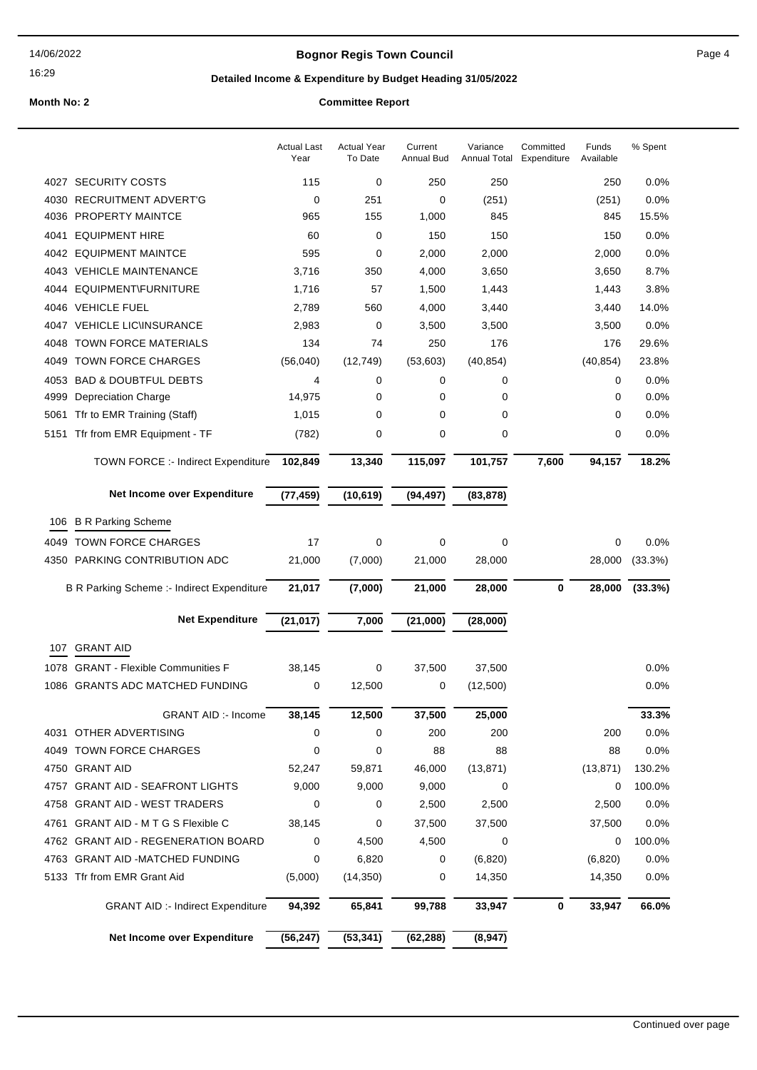# Bognor Regis Town Council

## Detailed Income & Expenditure by Budget Heading 31/05/2022

**Month No: 2** **Committee Report**

| | | Actual Last Year | Actual Year To Date | Current Annual Bud | Variance Annual Total | Committed Expenditure | Funds Available | % Spent |
|---|---|---|---|---|---|---|---|---|
| 4027 | SECURITY COSTS | 115 | 0 | 250 | 250 | | 250 | 0.0% |
| 4030 | RECRUITMENT ADVERT'G | 0 | 251 | 0 | (251) | | (251) | 0.0% |
| 4036 | PROPERTY MAINTCE | 965 | 155 | 1,000 | 845 | | 845 | 15.5% |
| 4041 | EQUIPMENT HIRE | 60 | 0 | 150 | 150 | | 150 | 0.0% |
| 4042 | EQUIPMENT MAINTCE | 595 | 0 | 2,000 | 2,000 | | 2,000 | 0.0% |
| 4043 | VEHICLE MAINTENANCE | 3,716 | 350 | 4,000 | 3,650 | | 3,650 | 8.7% |
| 4044 | EQUIPMENT\FURNITURE | 1,716 | 57 | 1,500 | 1,443 | | 1,443 | 3.8% |
| 4046 | VEHICLE FUEL | 2,789 | 560 | 4,000 | 3,440 | | 3,440 | 14.0% |
| 4047 | VEHICLE LIC\INSURANCE | 2,983 | 0 | 3,500 | 3,500 | | 3,500 | 0.0% |
| 4048 | TOWN FORCE MATERIALS | 134 | 74 | 250 | 176 | | 176 | 29.6% |
| 4049 | TOWN FORCE CHARGES | (56,040) | (12,749) | (53,603) | (40,854) | | (40,854) | 23.8% |
| 4053 | BAD & DOUBTFUL DEBTS | 4 | 0 | 0 | 0 | | 0 | 0.0% |
| 4999 | Depreciation Charge | 14,975 | 0 | 0 | 0 | | 0 | 0.0% |
| 5061 | Tfr to EMR Training (Staff) | 1,015 | 0 | 0 | 0 | | 0 | 0.0% |
| 5151 | Tfr from EMR Equipment - TF | (782) | 0 | 0 | 0 | | 0 | 0.0% |
| | **TOWN FORCE :- Indirect Expenditure** | **102,849** | **13,340** | **115,097** | **101,757** | **7,600** | **94,157** | **18.2%** |
| | **Net Income over Expenditure** | **(77,459)** | **(10,619)** | **(94,497)** | **(83,878)** | | | |
| **106** | **B R Parking Scheme** | | | | | | | |
| 4049 | TOWN FORCE CHARGES | 17 | 0 | 0 | 0 | | 0 | 0.0% |
| 4350 | PARKING CONTRIBUTION ADC | 21,000 | (7,000) | 21,000 | 28,000 | | 28,000 | (33.3%) |
| | **B R Parking Scheme :- Indirect Expenditure** | **21,017** | **(7,000)** | **21,000** | **28,000** | **0** | **28,000** | **(33.3%)** |
| | **Net Expenditure** | **(21,017)** | **7,000** | **(21,000)** | **(28,000)** | | | |
| **107** | **GRANT AID** | | | | | | | |
| 1078 | GRANT - Flexible Communities F | 38,145 | 0 | 37,500 | 37,500 | | | 0.0% |
| 1086 | GRANTS ADC MATCHED FUNDING | 0 | 12,500 | 0 | (12,500) | | | 0.0% |
| | **GRANT AID :- Income** | **38,145** | **12,500** | **37,500** | **25,000** | | | **33.3%** |
| 4031 | OTHER ADVERTISING | 0 | 0 | 200 | 200 | | 200 | 0.0% |
| 4049 | TOWN FORCE CHARGES | 0 | 0 | 88 | 88 | | 88 | 0.0% |
| 4750 | GRANT AID | 52,247 | 59,871 | 46,000 | (13,871) | | (13,871) | 130.2% |
| 4757 | GRANT AID - SEAFRONT LIGHTS | 9,000 | 9,000 | 9,000 | 0 | | 0 | 100.0% |
| 4758 | GRANT AID - WEST TRADERS | 0 | 0 | 2,500 | 2,500 | | 2,500 | 0.0% |
| 4761 | GRANT AID - M T G S Flexible C | 38,145 | 0 | 37,500 | 37,500 | | 37,500 | 0.0% |
| 4762 | GRANT AID - REGENERATION BOARD | 0 | 4,500 | 4,500 | 0 | | 0 | 100.0% |
| 4763 | GRANT AID -MATCHED FUNDING | 0 | 6,820 | 0 | (6,820) | | (6,820) | 0.0% |
| 5133 | Tfr from EMR Grant Aid | (5,000) | (14,350) | 0 | 14,350 | | 14,350 | 0.0% |
| | **GRANT AID :- Indirect Expenditure** | **94,392** | **65,841** | **99,788** | **33,947** | **0** | **33,947** | **66.0%** |
| | **Net Income over Expenditure** | **(56,247)** | **(53,341)** | **(62,288)** | **(8,947)** | | | |

Continued over page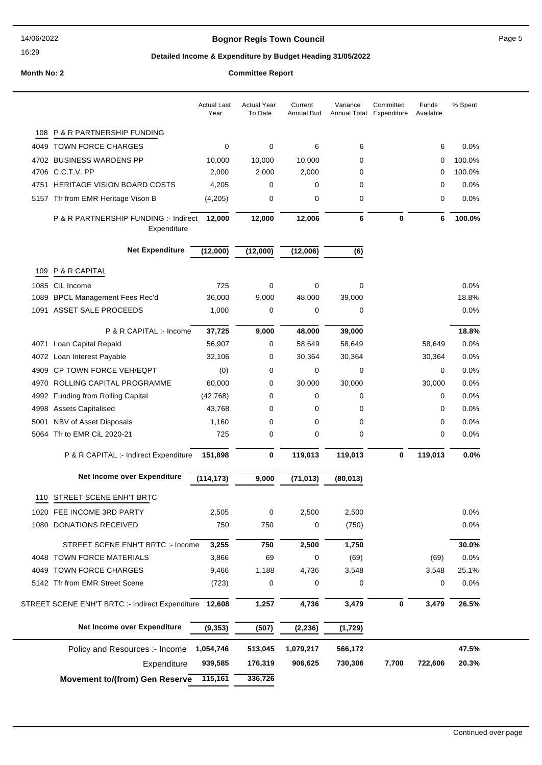# Bognor Regis Town Council

## Detailed Income & Expenditure by Budget Heading 31/05/2022

**Month No: 2** | **Committee Report**

| | | Actual Last Year | Actual Year To Date | Current Annual Bud | Variance Annual Total | Committed Expenditure | Funds Available | % Spent |
|---|---|---|---|---|---|---|---|---|
| **108** | **P & R PARTNERSHIP FUNDING** | | | | | | | |
| 4049 | TOWN FORCE CHARGES | 0 | 0 | 6 | 6 | | 6 | 0.0% |
| 4702 | BUSINESS WARDENS PP | 10,000 | 10,000 | 10,000 | 0 | | 0 | 100.0% |
| 4706 | C.C.T.V. PP | 2,000 | 2,000 | 2,000 | 0 | | 0 | 100.0% |
| 4751 | HERITAGE VISION BOARD COSTS | 4,205 | 0 | 0 | 0 | | 0 | 0.0% |
| 5157 | Tfr from EMR Heritage Vison B | (4,205) | 0 | 0 | 0 | | 0 | 0.0% |
| | P & R PARTNERSHIP FUNDING :- Indirect Expenditure | **12,000** | **12,000** | **12,006** | **6** | **0** | **6** | **100.0%** |
| | **Net Expenditure** | **(12,000)** | **(12,000)** | **(12,006)** | **(6)** | | | |
| **109** | **P & R CAPITAL** | | | | | | | |
| 1085 | CiL Income | 725 | 0 | 0 | 0 | | | 0.0% |
| 1089 | BPCL Management Fees Rec'd | 36,000 | 9,000 | 48,000 | 39,000 | | | 18.8% |
| 1091 | ASSET SALE PROCEEDS | 1,000 | 0 | 0 | 0 | | | 0.0% |
| | P & R CAPITAL :- Income | **37,725** | **9,000** | **48,000** | **39,000** | | | **18.8%** |
| 4071 | Loan Capital Repaid | 56,907 | 0 | 58,649 | 58,649 | | 58,649 | 0.0% |
| 4072 | Loan Interest Payable | 32,106 | 0 | 30,364 | 30,364 | | 30,364 | 0.0% |
| 4909 | CP TOWN FORCE VEH/EQPT | (0) | 0 | 0 | 0 | | 0 | 0.0% |
| 4970 | ROLLING CAPITAL PROGRAMME | 60,000 | 0 | 30,000 | 30,000 | | 30,000 | 0.0% |
| 4992 | Funding from Rolling Capital | (42,768) | 0 | 0 | 0 | | 0 | 0.0% |
| 4998 | Assets Capitalised | 43,768 | 0 | 0 | 0 | | 0 | 0.0% |
| 5001 | NBV of Asset Disposals | 1,160 | 0 | 0 | 0 | | 0 | 0.0% |
| 5064 | Tfr to EMR CiL 2020-21 | 725 | 0 | 0 | 0 | | 0 | 0.0% |
| | P & R CAPITAL :- Indirect Expenditure | **151,898** | **0** | **119,013** | **119,013** | **0** | **119,013** | **0.0%** |
| | **Net Income over Expenditure** | **(114,173)** | **9,000** | **(71,013)** | **(80,013)** | | | |
| **110** | **STREET SCENE ENH'T BRTC** | | | | | | | |
| 1020 | FEE INCOME 3RD PARTY | 2,505 | 0 | 2,500 | 2,500 | | | 0.0% |
| 1080 | DONATIONS RECEIVED | 750 | 750 | 0 | (750) | | | 0.0% |
| | STREET SCENE ENH'T BRTC :- Income | **3,255** | **750** | **2,500** | **1,750** | | | **30.0%** |
| 4048 | TOWN FORCE MATERIALS | 3,866 | 69 | 0 | (69) | | (69) | 0.0% |
| 4049 | TOWN FORCE CHARGES | 9,466 | 1,188 | 4,736 | 3,548 | | 3,548 | 25.1% |
| 5142 | Tfr from EMR Street Scene | (723) | 0 | 0 | 0 | | 0 | 0.0% |
| | STREET SCENE ENH'T BRTC :- Indirect Expenditure | **12,608** | **1,257** | **4,736** | **3,479** | **0** | **3,479** | **26.5%** |
| | **Net Income over Expenditure** | **(9,353)** | **(507)** | **(2,236)** | **(1,729)** | | | |
| | Policy and Resources :- Income | **1,054,746** | **513,045** | **1,079,217** | **566,172** | | | **47.5%** |
| | Expenditure | **939,585** | **176,319** | **906,625** | **730,306** | **7,700** | **722,606** | **20.3%** |
| | **Movement to/(from) Gen Reserve** | **115,161** | **336,726** | | | | | |

Continued over page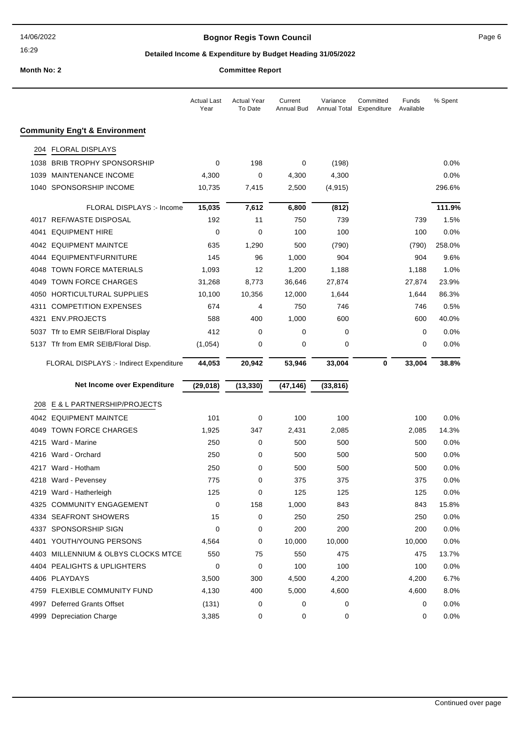**Bognor Regis Town Council**

**Detailed Income & Expenditure by Budget Heading 31/05/2022**

**Month No: 2** **Committee Report**

| | Actual Last Year | Actual Year To Date | Current Annual Bud | Variance Annual Total | Committed Expenditure | Funds Available | % Spent |
|---|---|---|---|---|---|---|---|
| **Community Eng't & Environment** | | | | | | | |
| 204 FLORAL DISPLAYS | | | | | | | |
| 1038 BRIB TROPHY SPONSORSHIP | 0 | 198 | 0 | (198) | | | 0.0% |
| 1039 MAINTENANCE INCOME | 4,300 | 0 | 4,300 | 4,300 | | | 0.0% |
| 1040 SPONSORSHIP INCOME | 10,735 | 7,415 | 2,500 | (4,915) | | | 296.6% |
| FLORAL DISPLAYS :- Income | **15,035** | **7,612** | **6,800** | **(812)** | | | **111.9%** |
| 4017 REF/WASTE DISPOSAL | 192 | 11 | 750 | 739 | | 739 | 1.5% |
| 4041 EQUIPMENT HIRE | 0 | 0 | 100 | 100 | | 100 | 0.0% |
| 4042 EQUIPMENT MAINTCE | 635 | 1,290 | 500 | (790) | | (790) | 258.0% |
| 4044 EQUIPMENT\FURNITURE | 145 | 96 | 1,000 | 904 | | 904 | 9.6% |
| 4048 TOWN FORCE MATERIALS | 1,093 | 12 | 1,200 | 1,188 | | 1,188 | 1.0% |
| 4049 TOWN FORCE CHARGES | 31,268 | 8,773 | 36,646 | 27,874 | | 27,874 | 23.9% |
| 4050 HORTICULTURAL SUPPLIES | 10,100 | 10,356 | 12,000 | 1,644 | | 1,644 | 86.3% |
| 4311 COMPETITION EXPENSES | 674 | 4 | 750 | 746 | | 746 | 0.5% |
| 4321 ENV.PROJECTS | 588 | 400 | 1,000 | 600 | | 600 | 40.0% |
| 5037 Tfr to EMR SEIB/Floral Display | 412 | 0 | 0 | 0 | | 0 | 0.0% |
| 5137 Tfr from EMR SEIB/Floral Disp. | (1,054) | 0 | 0 | 0 | | 0 | 0.0% |
| FLORAL DISPLAYS :- Indirect Expenditure | **44,053** | **20,942** | **53,946** | **33,004** | **0** | **33,004** | **38.8%** |
| **Net Income over Expenditure** | **(29,018)** | **(13,330)** | **(47,146)** | **(33,816)** | | | |
| 208 E & L PARTNERSHIP/PROJECTS | | | | | | | |
| 4042 EQUIPMENT MAINTCE | 101 | 0 | 100 | 100 | | 100 | 0.0% |
| 4049 TOWN FORCE CHARGES | 1,925 | 347 | 2,431 | 2,085 | | 2,085 | 14.3% |
| 4215 Ward - Marine | 250 | 0 | 500 | 500 | | 500 | 0.0% |
| 4216 Ward - Orchard | 250 | 0 | 500 | 500 | | 500 | 0.0% |
| 4217 Ward - Hotham | 250 | 0 | 500 | 500 | | 500 | 0.0% |
| 4218 Ward - Pevensey | 775 | 0 | 375 | 375 | | 375 | 0.0% |
| 4219 Ward - Hatherleigh | 125 | 0 | 125 | 125 | | 125 | 0.0% |
| 4325 COMMUNITY ENGAGEMENT | 0 | 158 | 1,000 | 843 | | 843 | 15.8% |
| 4334 SEAFRONT SHOWERS | 15 | 0 | 250 | 250 | | 250 | 0.0% |
| 4337 SPONSORSHIP SIGN | 0 | 0 | 200 | 200 | | 200 | 0.0% |
| 4401 YOUTH/YOUNG PERSONS | 4,564 | 0 | 10,000 | 10,000 | | 10,000 | 0.0% |
| 4403 MILLENNIUM & OLBYS CLOCKS MTCE | 550 | 75 | 550 | 475 | | 475 | 13.7% |
| 4404 PEALIGHTS & UPLIGHTERS | 0 | 0 | 100 | 100 | | 100 | 0.0% |
| 4406 PLAYDAYS | 3,500 | 300 | 4,500 | 4,200 | | 4,200 | 6.7% |
| 4759 FLEXIBLE COMMUNITY FUND | 4,130 | 400 | 5,000 | 4,600 | | 4,600 | 8.0% |
| 4997 Deferred Grants Offset | (131) | 0 | 0 | 0 | | 0 | 0.0% |
| 4999 Depreciation Charge | 3,385 | 0 | 0 | 0 | | 0 | 0.0% |

Continued over page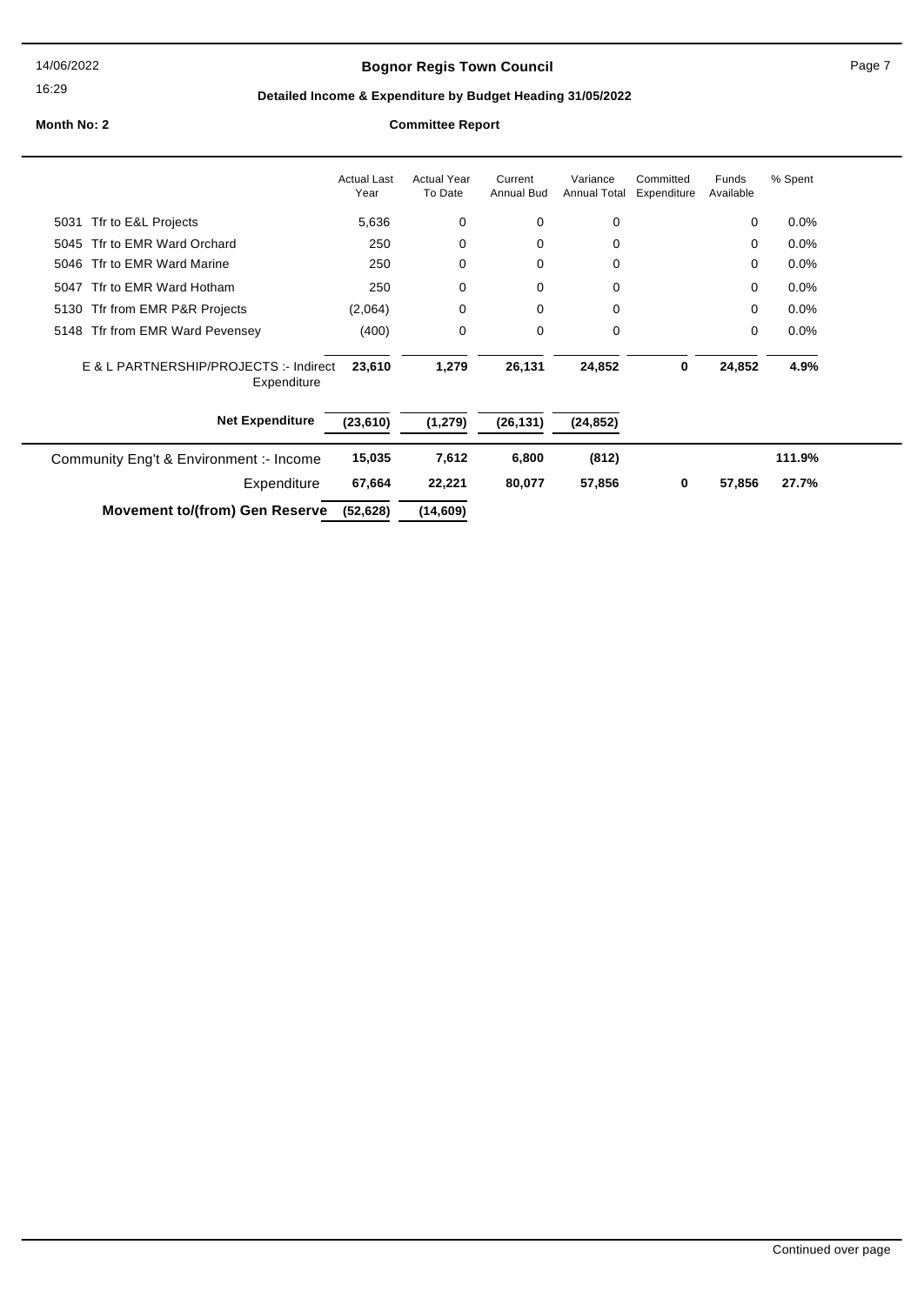# Bognor Regis Town Council

## Detailed Income & Expenditure by Budget Heading 31/05/2022

**Month No: 2** **Committee Report**

| | Actual Last Year | Actual Year To Date | Current Annual Bud | Variance Annual Total | Committed Expenditure | Funds Available | % Spent |
|---|---|---|---|---|---|---|---|
| 5031 Tfr to E&L Projects | 5,636 | 0 | 0 | 0 | | 0 | 0.0% |
| 5045 Tfr to EMR Ward Orchard | 250 | 0 | 0 | 0 | | 0 | 0.0% |
| 5046 Tfr to EMR Ward Marine | 250 | 0 | 0 | 0 | | 0 | 0.0% |
| 5047 Tfr to EMR Ward Hotham | 250 | 0 | 0 | 0 | | 0 | 0.0% |
| 5130 Tfr from EMR P&R Projects | (2,064) | 0 | 0 | 0 | | 0 | 0.0% |
| 5148 Tfr from EMR Ward Pevensey | (400) | 0 | 0 | 0 | | 0 | 0.0% |
| E & L PARTNERSHIP/PROJECTS :- Indirect Expenditure | **23,610** | **1,279** | **26,131** | **24,852** | **0** | **24,852** | **4.9%** |
| **Net Expenditure** | **(23,610)** | **(1,279)** | **(26,131)** | **(24,852)** | | | |
| Community Eng't & Environment :- Income | **15,035** | **7,612** | **6,800** | **(812)** | | | **111.9%** |
| Expenditure | **67,664** | **22,221** | **80,077** | **57,856** | **0** | **57,856** | **27.7%** |
| **Movement to/(from) Gen Reserve** | **(52,628)** | **(14,609)** | | | | | |

Continued over page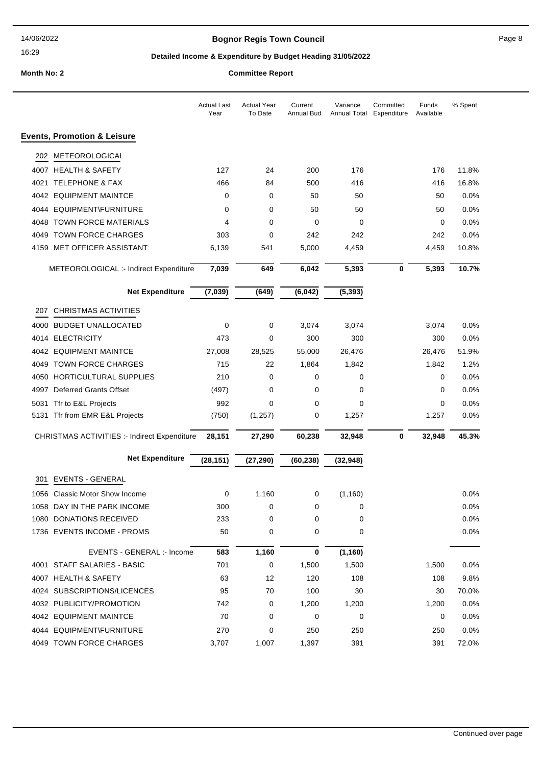# Bognor Regis Town Council

## Detailed Income & Expenditure by Budget Heading 31/05/2022

**Month No: 2** — **Committee Report**

| | Actual Last Year | Actual Year To Date | Current Annual Bud | Variance Annual Total | Committed Expenditure | Funds Available | % Spent |
|---|---|---|---|---|---|---|---|
| **Events, Promotion & Leisure** | | | | | | | |
| **202 METEOROLOGICAL** | | | | | | | |
| 4007 HEALTH & SAFETY | 127 | 24 | 200 | 176 | | 176 | 11.8% |
| 4021 TELEPHONE & FAX | 466 | 84 | 500 | 416 | | 416 | 16.8% |
| 4042 EQUIPMENT MAINTCE | 0 | 0 | 50 | 50 | | 50 | 0.0% |
| 4044 EQUIPMENT\FURNITURE | 0 | 0 | 50 | 50 | | 50 | 0.0% |
| 4048 TOWN FORCE MATERIALS | 4 | 0 | 0 | 0 | | 0 | 0.0% |
| 4049 TOWN FORCE CHARGES | 303 | 0 | 242 | 242 | | 242 | 0.0% |
| 4159 MET OFFICER ASSISTANT | 6,139 | 541 | 5,000 | 4,459 | | 4,459 | 10.8% |
| METEOROLOGICAL :- Indirect Expenditure | **7,039** | **649** | **6,042** | **5,393** | **0** | **5,393** | **10.7%** |
| **Net Expenditure** | **(7,039)** | **(649)** | **(6,042)** | **(5,393)** | | | |
| **207 CHRISTMAS ACTIVITIES** | | | | | | | |
| 4000 BUDGET UNALLOCATED | 0 | 0 | 3,074 | 3,074 | | 3,074 | 0.0% |
| 4014 ELECTRICITY | 473 | 0 | 300 | 300 | | 300 | 0.0% |
| 4042 EQUIPMENT MAINTCE | 27,008 | 28,525 | 55,000 | 26,476 | | 26,476 | 51.9% |
| 4049 TOWN FORCE CHARGES | 715 | 22 | 1,864 | 1,842 | | 1,842 | 1.2% |
| 4050 HORTICULTURAL SUPPLIES | 210 | 0 | 0 | 0 | | 0 | 0.0% |
| 4997 Deferred Grants Offset | (497) | 0 | 0 | 0 | | 0 | 0.0% |
| 5031 Tfr to E&L Projects | 992 | 0 | 0 | 0 | | 0 | 0.0% |
| 5131 Tfr from EMR E&L Projects | (750) | (1,257) | 0 | 1,257 | | 1,257 | 0.0% |
| CHRISTMAS ACTIVITIES :- Indirect Expenditure | **28,151** | **27,290** | **60,238** | **32,948** | **0** | **32,948** | **45.3%** |
| **Net Expenditure** | **(28,151)** | **(27,290)** | **(60,238)** | **(32,948)** | | | |
| **301 EVENTS - GENERAL** | | | | | | | |
| 1056 Classic Motor Show Income | 0 | 1,160 | 0 | (1,160) | | | 0.0% |
| 1058 DAY IN THE PARK INCOME | 300 | 0 | 0 | 0 | | | 0.0% |
| 1080 DONATIONS RECEIVED | 233 | 0 | 0 | 0 | | | 0.0% |
| 1736 EVENTS INCOME - PROMS | 50 | 0 | 0 | 0 | | | 0.0% |
| EVENTS - GENERAL :- Income | **583** | **1,160** | **0** | **(1,160)** | | | |
| 4001 STAFF SALARIES - BASIC | 701 | 0 | 1,500 | 1,500 | | 1,500 | 0.0% |
| 4007 HEALTH & SAFETY | 63 | 12 | 120 | 108 | | 108 | 9.8% |
| 4024 SUBSCRIPTIONS/LICENCES | 95 | 70 | 100 | 30 | | 30 | 70.0% |
| 4032 PUBLICITY/PROMOTION | 742 | 0 | 1,200 | 1,200 | | 1,200 | 0.0% |
| 4042 EQUIPMENT MAINTCE | 70 | 0 | 0 | 0 | | 0 | 0.0% |
| 4044 EQUIPMENT\FURNITURE | 270 | 0 | 250 | 250 | | 250 | 0.0% |
| 4049 TOWN FORCE CHARGES | 3,707 | 1,007 | 1,397 | 391 | | 391 | 72.0% |

Continued over page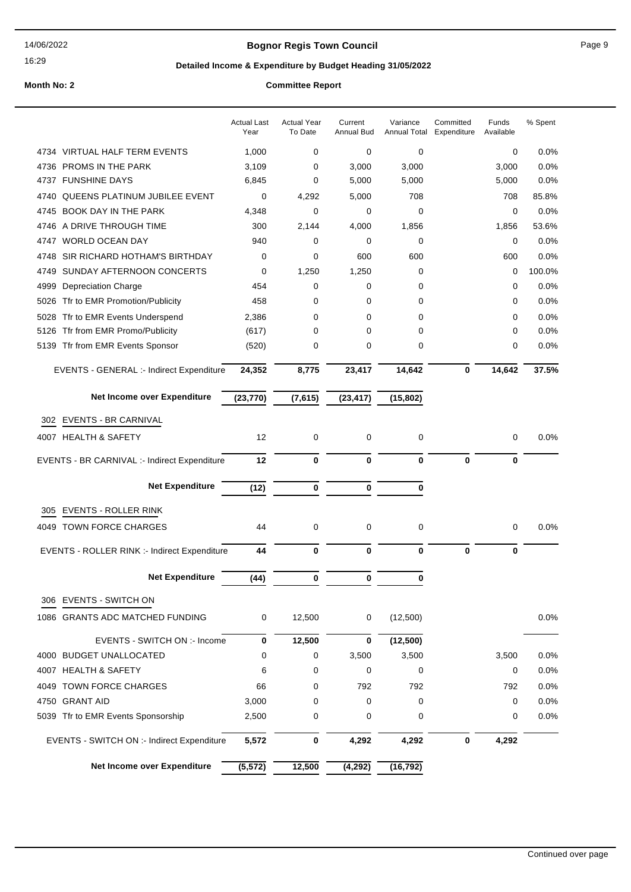**Bognor Regis Town Council**

**Detailed Income & Expenditure by Budget Heading 31/05/2022**

**Month No: 2** **Committee Report**

| | Actual Last Year | Actual Year To Date | Current Annual Bud | Variance Annual Total | Committed Expenditure | Funds Available | % Spent |
|---|---|---|---|---|---|---|---|
| 4734 VIRTUAL HALF TERM EVENTS | 1,000 | 0 | 0 | 0 | | 0 | 0.0% |
| 4736 PROMS IN THE PARK | 3,109 | 0 | 3,000 | 3,000 | | 3,000 | 0.0% |
| 4737 FUNSHINE DAYS | 6,845 | 0 | 5,000 | 5,000 | | 5,000 | 0.0% |
| 4740 QUEENS PLATINUM JUBILEE EVENT | 0 | 4,292 | 5,000 | 708 | | 708 | 85.8% |
| 4745 BOOK DAY IN THE PARK | 4,348 | 0 | 0 | 0 | | 0 | 0.0% |
| 4746 A DRIVE THROUGH TIME | 300 | 2,144 | 4,000 | 1,856 | | 1,856 | 53.6% |
| 4747 WORLD OCEAN DAY | 940 | 0 | 0 | 0 | | 0 | 0.0% |
| 4748 SIR RICHARD HOTHAM'S BIRTHDAY | 0 | 0 | 600 | 600 | | 600 | 0.0% |
| 4749 SUNDAY AFTERNOON CONCERTS | 0 | 1,250 | 1,250 | 0 | | 0 | 100.0% |
| 4999 Depreciation Charge | 454 | 0 | 0 | 0 | | 0 | 0.0% |
| 5026 Tfr to EMR Promotion/Publicity | 458 | 0 | 0 | 0 | | 0 | 0.0% |
| 5028 Tfr to EMR Events Underspend | 2,386 | 0 | 0 | 0 | | 0 | 0.0% |
| 5126 Tfr from EMR Promo/Publicity | (617) | 0 | 0 | 0 | | 0 | 0.0% |
| 5139 Tfr from EMR Events Sponsor | (520) | 0 | 0 | 0 | | 0 | 0.0% |
| EVENTS - GENERAL :- Indirect Expenditure | **24,352** | **8,775** | **23,417** | **14,642** | **0** | **14,642** | **37.5%** |
| **Net Income over Expenditure** | **(23,770)** | **(7,615)** | **(23,417)** | **(15,802)** | | | |
| 302 EVENTS - BR CARNIVAL | | | | | | | |
| 4007 HEALTH & SAFETY | 12 | 0 | 0 | 0 | | 0 | 0.0% |
| EVENTS - BR CARNIVAL :- Indirect Expenditure | **12** | **0** | **0** | **0** | **0** | **0** | |
| **Net Expenditure** | **(12)** | **0** | **0** | **0** | | | |
| 305 EVENTS - ROLLER RINK | | | | | | | |
| 4049 TOWN FORCE CHARGES | 44 | 0 | 0 | 0 | | 0 | 0.0% |
| EVENTS - ROLLER RINK :- Indirect Expenditure | **44** | **0** | **0** | **0** | **0** | **0** | |
| **Net Expenditure** | **(44)** | **0** | **0** | **0** | | | |
| 306 EVENTS - SWITCH ON | | | | | | | |
| 1086 GRANTS ADC MATCHED FUNDING | 0 | 12,500 | 0 | (12,500) | | | 0.0% |
| EVENTS - SWITCH ON :- Income | **0** | **12,500** | **0** | **(12,500)** | | | |
| 4000 BUDGET UNALLOCATED | 0 | 0 | 3,500 | 3,500 | | 3,500 | 0.0% |
| 4007 HEALTH & SAFETY | 6 | 0 | 0 | 0 | | 0 | 0.0% |
| 4049 TOWN FORCE CHARGES | 66 | 0 | 792 | 792 | | 792 | 0.0% |
| 4750 GRANT AID | 3,000 | 0 | 0 | 0 | | 0 | 0.0% |
| 5039 Tfr to EMR Events Sponsorship | 2,500 | 0 | 0 | 0 | | 0 | 0.0% |
| EVENTS - SWITCH ON :- Indirect Expenditure | **5,572** | **0** | **4,292** | **4,292** | **0** | **4,292** | |
| **Net Income over Expenditure** | **(5,572)** | **12,500** | **(4,292)** | **(16,792)** | | | |

Continued over page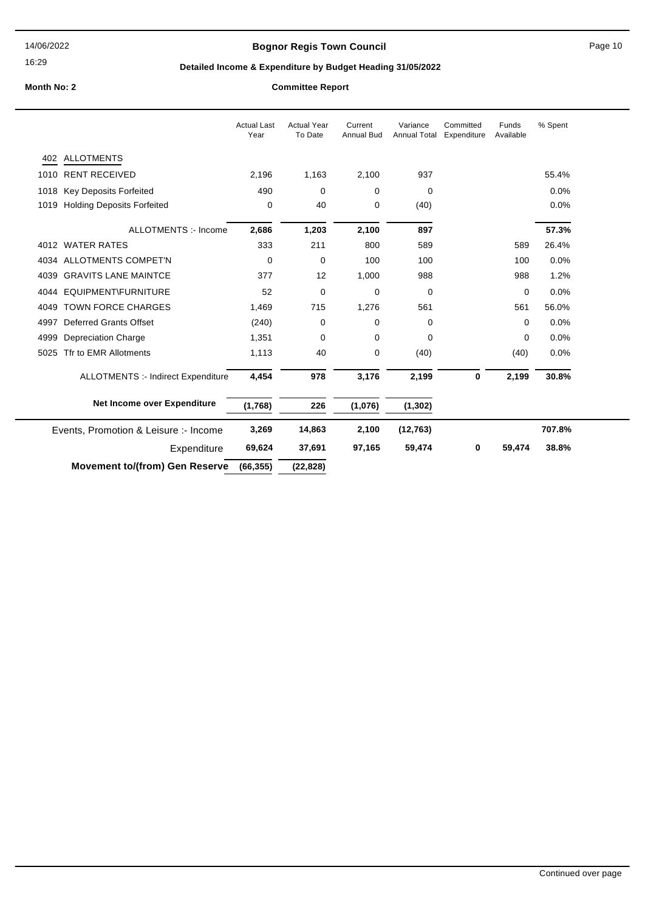**Bognor Regis Town Council**

**Detailed Income & Expenditure by Budget Heading 31/05/2022**

**Month No: 2** **Committee Report**

| | Actual Last Year | Actual Year To Date | Current Annual Bud | Variance Annual Total | Committed Expenditure | Funds Available | % Spent |
|---|---|---|---|---|---|---|---|
| **402 ALLOTMENTS** | | | | | | | |
| 1010 RENT RECEIVED | 2,196 | 1,163 | 2,100 | 937 | | | 55.4% |
| 1018 Key Deposits Forfeited | 490 | 0 | 0 | 0 | | | 0.0% |
| 1019 Holding Deposits Forfeited | 0 | 40 | 0 | (40) | | | 0.0% |
| ALLOTMENTS :- Income | **2,686** | **1,203** | **2,100** | **897** | | | **57.3%** |
| 4012 WATER RATES | 333 | 211 | 800 | 589 | | 589 | 26.4% |
| 4034 ALLOTMENTS COMPET'N | 0 | 0 | 100 | 100 | | 100 | 0.0% |
| 4039 GRAVITS LANE MAINTCE | 377 | 12 | 1,000 | 988 | | 988 | 1.2% |
| 4044 EQUIPMENT\FURNITURE | 52 | 0 | 0 | 0 | | 0 | 0.0% |
| 4049 TOWN FORCE CHARGES | 1,469 | 715 | 1,276 | 561 | | 561 | 56.0% |
| 4997 Deferred Grants Offset | (240) | 0 | 0 | 0 | | 0 | 0.0% |
| 4999 Depreciation Charge | 1,351 | 0 | 0 | 0 | | 0 | 0.0% |
| 5025 Tfr to EMR Allotments | 1,113 | 40 | 0 | (40) | | (40) | 0.0% |
| ALLOTMENTS :- Indirect Expenditure | **4,454** | **978** | **3,176** | **2,199** | **0** | **2,199** | **30.8%** |
| **Net Income over Expenditure** | **(1,768)** | **226** | **(1,076)** | **(1,302)** | | | |
| Events, Promotion & Leisure :- Income | **3,269** | **14,863** | **2,100** | **(12,763)** | | | **707.8%** |
| Expenditure | **69,624** | **37,691** | **97,165** | **59,474** | **0** | **59,474** | **38.8%** |
| **Movement to/(from) Gen Reserve** | **(66,355)** | **(22,828)** | | | | | |

Continued over page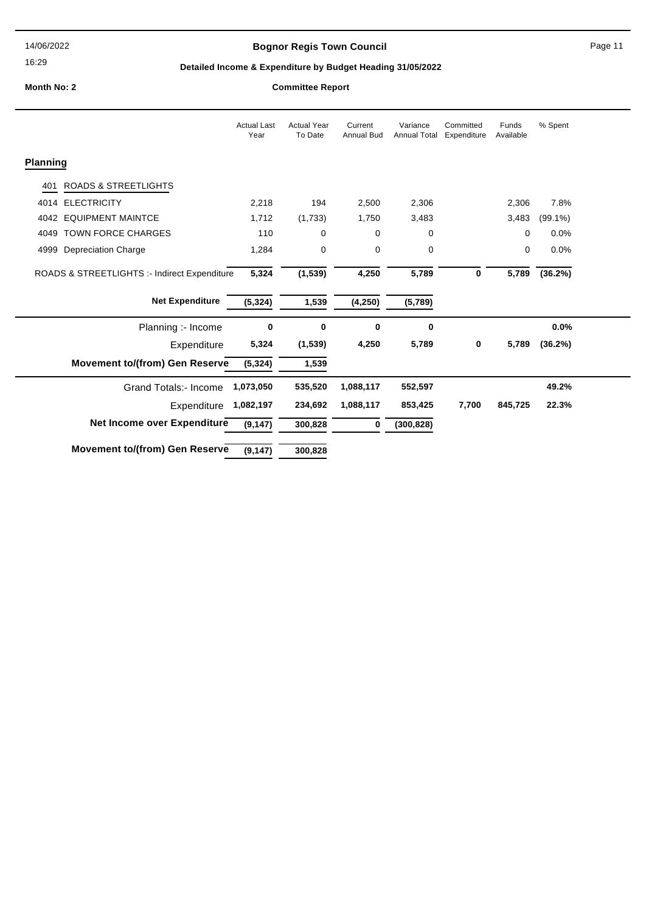**Bognor Regis Town Council**

**Detailed Income & Expenditure by Budget Heading 31/05/2022**

**Month No: 2** — **Committee Report**

| | Actual Last Year | Actual Year To Date | Current Annual Bud | Variance Annual Total | Committed Expenditure | Funds Available | % Spent |
|---|---|---|---|---|---|---|---|
| **Planning** | | | | | | | |
| 401 ROADS & STREETLIGHTS | | | | | | | |
| 4014 ELECTRICITY | 2,218 | 194 | 2,500 | 2,306 | | 2,306 | 7.8% |
| 4042 EQUIPMENT MAINTCE | 1,712 | (1,733) | 1,750 | 3,483 | | 3,483 | (99.1%) |
| 4049 TOWN FORCE CHARGES | 110 | 0 | 0 | 0 | | 0 | 0.0% |
| 4999 Depreciation Charge | 1,284 | 0 | 0 | 0 | | 0 | 0.0% |
| ROADS & STREETLIGHTS :- Indirect Expenditure | **5,324** | **(1,539)** | **4,250** | **5,789** | **0** | **5,789** | **(36.2%)** |
| **Net Expenditure** | **(5,324)** | **1,539** | **(4,250)** | **(5,789)** | | | |
| Planning :- Income | **0** | **0** | **0** | **0** | | | **0.0%** |
| Expenditure | **5,324** | **(1,539)** | **4,250** | **5,789** | **0** | **5,789** | **(36.2%)** |
| **Movement to/(from) Gen Reserve** | **(5,324)** | **1,539** | | | | | |
| Grand Totals:- Income | **1,073,050** | **535,520** | **1,088,117** | **552,597** | | | **49.2%** |
| Expenditure | **1,082,197** | **234,692** | **1,088,117** | **853,425** | **7,700** | **845,725** | **22.3%** |
| **Net Income over Expenditure** | **(9,147)** | **300,828** | **0** | **(300,828)** | | | |
| **Movement to/(from) Gen Reserve** | **(9,147)** | **300,828** | | | | | |